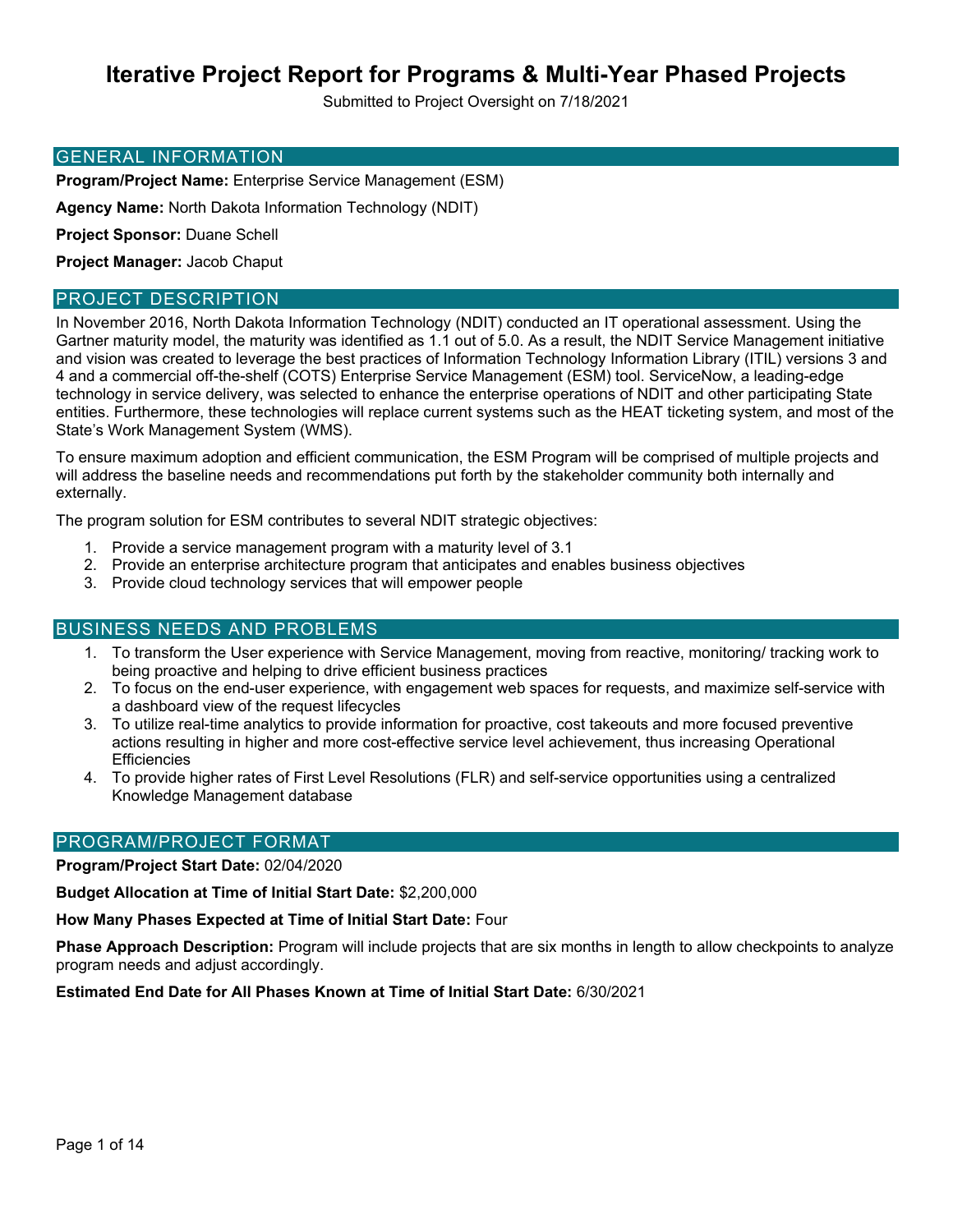# Iterative Project Report for Programs & Multi-Year Phased Projects

Submitted to Project Oversight on 7/18/2021

## GENERAL INFORMATION

**Program/Project Name:** Enterprise Service Management (ESM)

**Agency Name:** North Dakota Information Technology (NDIT)

**Project Sponsor:** Duane Schell

**Project Manager:** Jacob Chaput

## PROJECT DESCRIPTION

In November 2016, North Dakota Information Technology (NDIT) conducted an IT operational assessment. Using the Gartner maturity model, the maturity was identified as 1.1 out of 5.0. As a result, the NDIT Service Management initiative and vision was created to leverage the best practices of Information Technology Information Library (ITIL) versions 3 and 4 and a commercial off-the-shelf (COTS) Enterprise Service Management (ESM) tool. ServiceNow, a leading-edge technology in service delivery, was selected to enhance the enterprise operations of NDIT and other participating State entities. Furthermore, these technologies will replace current systems such as the HEAT ticketing system, and most of the State's Work Management System (WMS).

To ensure maximum adoption and efficient communication, the ESM Program will be comprised of multiple projects and will address the baseline needs and recommendations put forth by the stakeholder community both internally and externally.

The program solution for ESM contributes to several NDIT strategic objectives:

1. Provide a service management program with a maturity level of 3.1
2. Provide an enterprise architecture program that anticipates and enables business objectives
3. Provide cloud technology services that will empower people

## BUSINESS NEEDS AND PROBLEMS

1. To transform the User experience with Service Management, moving from reactive, monitoring/ tracking work to being proactive and helping to drive efficient business practices
2. To focus on the end-user experience, with engagement web spaces for requests, and maximize self-service with a dashboard view of the request lifecycles
3. To utilize real-time analytics to provide information for proactive, cost takeouts and more focused preventive actions resulting in higher and more cost-effective service level achievement, thus increasing Operational Efficiencies
4. To provide higher rates of First Level Resolutions (FLR) and self-service opportunities using a centralized Knowledge Management database

## PROGRAM/PROJECT FORMAT

**Program/Project Start Date:** 02/04/2020

**Budget Allocation at Time of Initial Start Date:** $2,200,000

**How Many Phases Expected at Time of Initial Start Date:** Four

**Phase Approach Description:** Program will include projects that are six months in length to allow checkpoints to analyze program needs and adjust accordingly.

**Estimated End Date for All Phases Known at Time of Initial Start Date:** 6/30/2021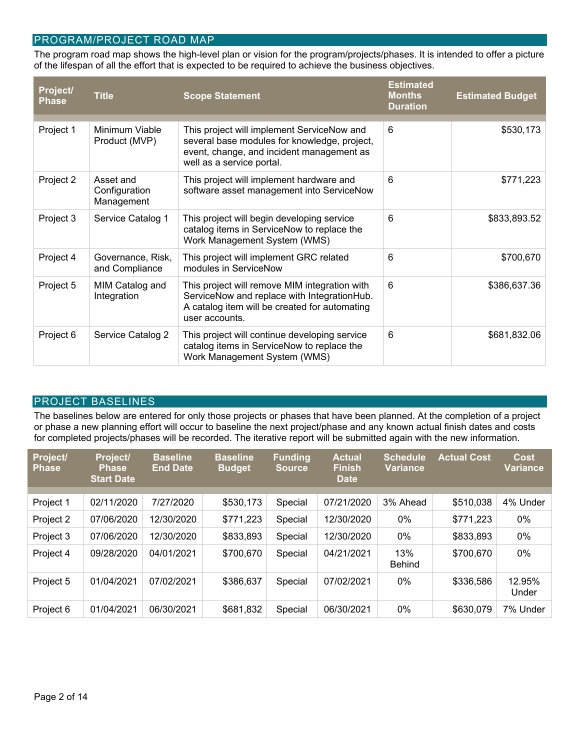## PROGRAM/PROJECT ROAD MAP

The program road map shows the high-level plan or vision for the program/projects/phases. It is intended to offer a picture of the lifespan of all the effort that is expected to be required to achieve the business objectives.

| Project/ Phase | Title | Scope Statement | Estimated Months Duration | Estimated Budget |
|---|---|---|---|---|
| Project 1 | Minimum Viable Product (MVP) | This project will implement ServiceNow and several base modules for knowledge, project, event, change, and incident management as well as a service portal. | 6 | $530,173 |
| Project 2 | Asset and Configuration Management | This project will implement hardware and software asset management into ServiceNow | 6 | $771,223 |
| Project 3 | Service Catalog 1 | This project will begin developing service catalog items in ServiceNow to replace the Work Management System (WMS) | 6 | $833,893.52 |
| Project 4 | Governance, Risk, and Compliance | This project will implement GRC related modules in ServiceNow | 6 | $700,670 |
| Project 5 | MIM Catalog and Integration | This project will remove MIM integration with ServiceNow and replace with IntegrationHub. A catalog item will be created for automating user accounts. | 6 | $386,637.36 |
| Project 6 | Service Catalog 2 | This project will continue developing service catalog items in ServiceNow to replace the Work Management System (WMS) | 6 | $681,832.06 |

## PROJECT BASELINES

The baselines below are entered for only those projects or phases that have been planned. At the completion of a project or phase a new planning effort will occur to baseline the next project/phase and any known actual finish dates and costs for completed projects/phases will be recorded. The iterative report will be submitted again with the new information.

| Project/ Phase | Project/ Phase Start Date | Baseline End Date | Baseline Budget | Funding Source | Actual Finish Date | Schedule Variance | Actual Cost | Cost Variance |
|---|---|---|---|---|---|---|---|---|
| Project 1 | 02/11/2020 | 7/27/2020 | $530,173 | Special | 07/21/2020 | 3% Ahead | $510,038 | 4% Under |
| Project 2 | 07/06/2020 | 12/30/2020 | $771,223 | Special | 12/30/2020 | 0% | $771,223 | 0% |
| Project 3 | 07/06/2020 | 12/30/2020 | $833,893 | Special | 12/30/2020 | 0% | $833,893 | 0% |
| Project 4 | 09/28/2020 | 04/01/2021 | $700,670 | Special | 04/21/2021 | 13% Behind | $700,670 | 0% |
| Project 5 | 01/04/2021 | 07/02/2021 | $386,637 | Special | 07/02/2021 | 0% | $336,586 | 12.95% Under |
| Project 6 | 01/04/2021 | 06/30/2021 | $681,832 | Special | 06/30/2021 | 0% | $630,079 | 7% Under |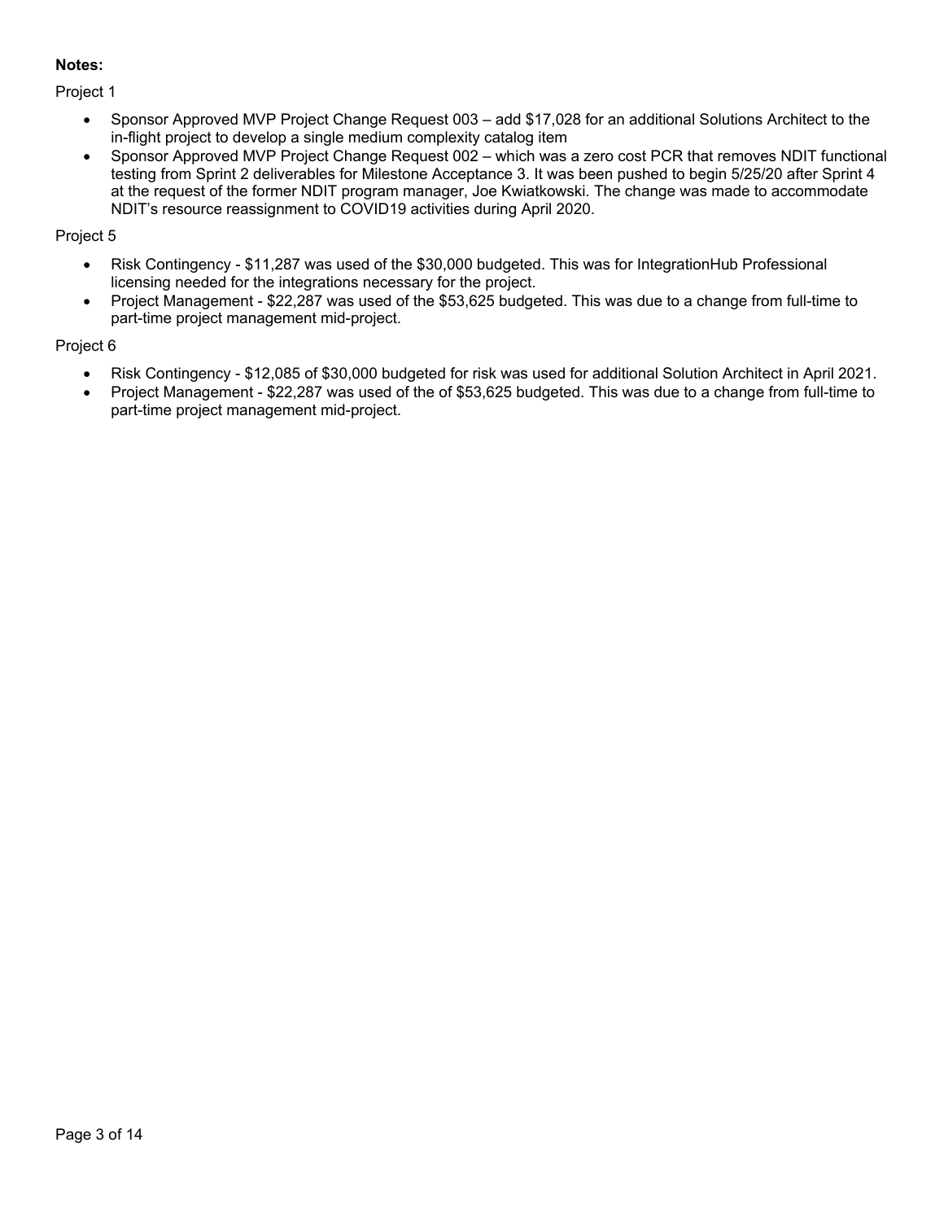**Notes:**

Project 1

- Sponsor Approved MVP Project Change Request 003 – add $17,028 for an additional Solutions Architect to the in-flight project to develop a single medium complexity catalog item
- Sponsor Approved MVP Project Change Request 002 – which was a zero cost PCR that removes NDIT functional testing from Sprint 2 deliverables for Milestone Acceptance 3. It was been pushed to begin 5/25/20 after Sprint 4 at the request of the former NDIT program manager, Joe Kwiatkowski. The change was made to accommodate NDIT's resource reassignment to COVID19 activities during April 2020.

Project 5

- Risk Contingency - $11,287 was used of the $30,000 budgeted. This was for IntegrationHub Professional licensing needed for the integrations necessary for the project.
- Project Management - $22,287 was used of the $53,625 budgeted. This was due to a change from full-time to part-time project management mid-project.

Project 6

- Risk Contingency - $12,085 of $30,000 budgeted for risk was used for additional Solution Architect in April 2021.
- Project Management - $22,287 was used of the of $53,625 budgeted. This was due to a change from full-time to part-time project management mid-project.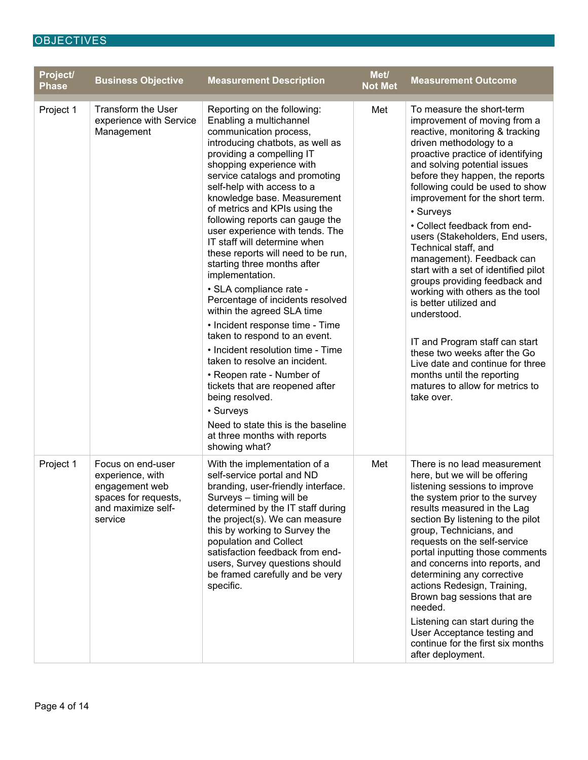## OBJECTIVES

| Project/ Phase | Business Objective | Measurement Description | Met/ Not Met | Measurement Outcome |
| --- | --- | --- | --- | --- |
| Project 1 | Transform the User experience with Service Management | Reporting on the following: Enabling a multichannel communication process, introducing chatbots, as well as providing a compelling IT shopping experience with service catalogs and promoting self-help with access to a knowledge base. Measurement of metrics and KPIs using the following reports can gauge the user experience with tends. The IT staff will determine when these reports will need to be run, starting three months after implementation.<br>• SLA compliance rate - Percentage of incidents resolved within the agreed SLA time<br>• Incident response time - Time taken to respond to an event.<br>• Incident resolution time - Time taken to resolve an incident.<br>• Reopen rate - Number of tickets that are reopened after being resolved.<br>• Surveys<br>Need to state this is the baseline at three months with reports showing what? | Met | To measure the short-term improvement of moving from a reactive, monitoring & tracking driven methodology to a proactive practice of identifying and solving potential issues before they happen, the reports following could be used to show improvement for the short term.<br>• Surveys<br>• Collect feedback from end-users (Stakeholders, End users, Technical staff, and management). Feedback can start with a set of identified pilot groups providing feedback and working with others as the tool is better utilized and understood.<br><br>IT and Program staff can start these two weeks after the Go Live date and continue for three months until the reporting matures to allow for metrics to take over. |
| Project 1 | Focus on end-user experience, with engagement web spaces for requests, and maximize self-service | With the implementation of a self-service portal and ND branding, user-friendly interface. Surveys – timing will be determined by the IT staff during the project(s). We can measure this by working to Survey the population and Collect satisfaction feedback from end-users, Survey questions should be framed carefully and be very specific. | Met | There is no lead measurement here, but we will be offering listening sessions to improve the system prior to the survey results measured in the Lag section By listening to the pilot group, Technicians, and requests on the self-service portal inputting those comments and concerns into reports, and determining any corrective actions Redesign, Training, Brown bag sessions that are needed.<br>Listening can start during the User Acceptance testing and continue for the first six months after deployment. |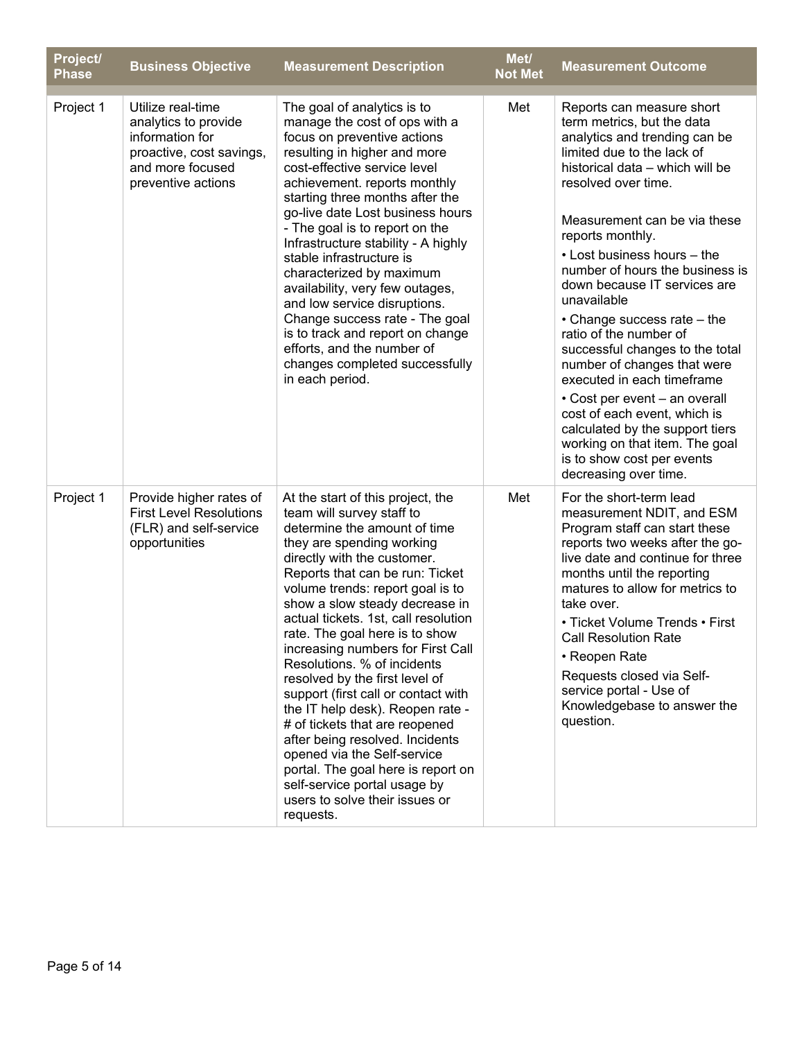| Project/ Phase | Business Objective | Measurement Description | Met/ Not Met | Measurement Outcome |
|---|---|---|---|---|
| Project 1 | Utilize real-time analytics to provide information for proactive, cost savings, and more focused preventive actions | The goal of analytics is to manage the cost of ops with a focus on preventive actions resulting in higher and more cost-effective service level achievement. reports monthly starting three months after the go-live date Lost business hours - The goal is to report on the Infrastructure stability - A highly stable infrastructure is characterized by maximum availability, very few outages, and low service disruptions. Change success rate - The goal is to track and report on change efforts, and the number of changes completed successfully in each period. | Met | Reports can measure short term metrics, but the data analytics and trending can be limited due to the lack of historical data – which will be resolved over time.<br><br>Measurement can be via these reports monthly.<br>• Lost business hours – the number of hours the business is down because IT services are unavailable<br>• Change success rate – the ratio of the number of successful changes to the total number of changes that were executed in each timeframe<br>• Cost per event – an overall cost of each event, which is calculated by the support tiers working on that item. The goal is to show cost per events decreasing over time. |
| Project 1 | Provide higher rates of First Level Resolutions (FLR) and self-service opportunities | At the start of this project, the team will survey staff to determine the amount of time they are spending working directly with the customer. Reports that can be run: Ticket volume trends: report goal is to show a slow steady decrease in actual tickets. 1st, call resolution rate. The goal here is to show increasing numbers for First Call Resolutions. % of incidents resolved by the first level of support (first call or contact with the IT help desk). Reopen rate - # of tickets that are reopened after being resolved. Incidents opened via the Self-service portal. The goal here is report on self-service portal usage by users to solve their issues or requests. | Met | For the short-term lead measurement NDIT, and ESM Program staff can start these reports two weeks after the go-live date and continue for three months until the reporting matures to allow for metrics to take over.<br>• Ticket Volume Trends • First Call Resolution Rate<br>• Reopen Rate<br>Requests closed via Self-service portal - Use of Knowledgebase to answer the question. |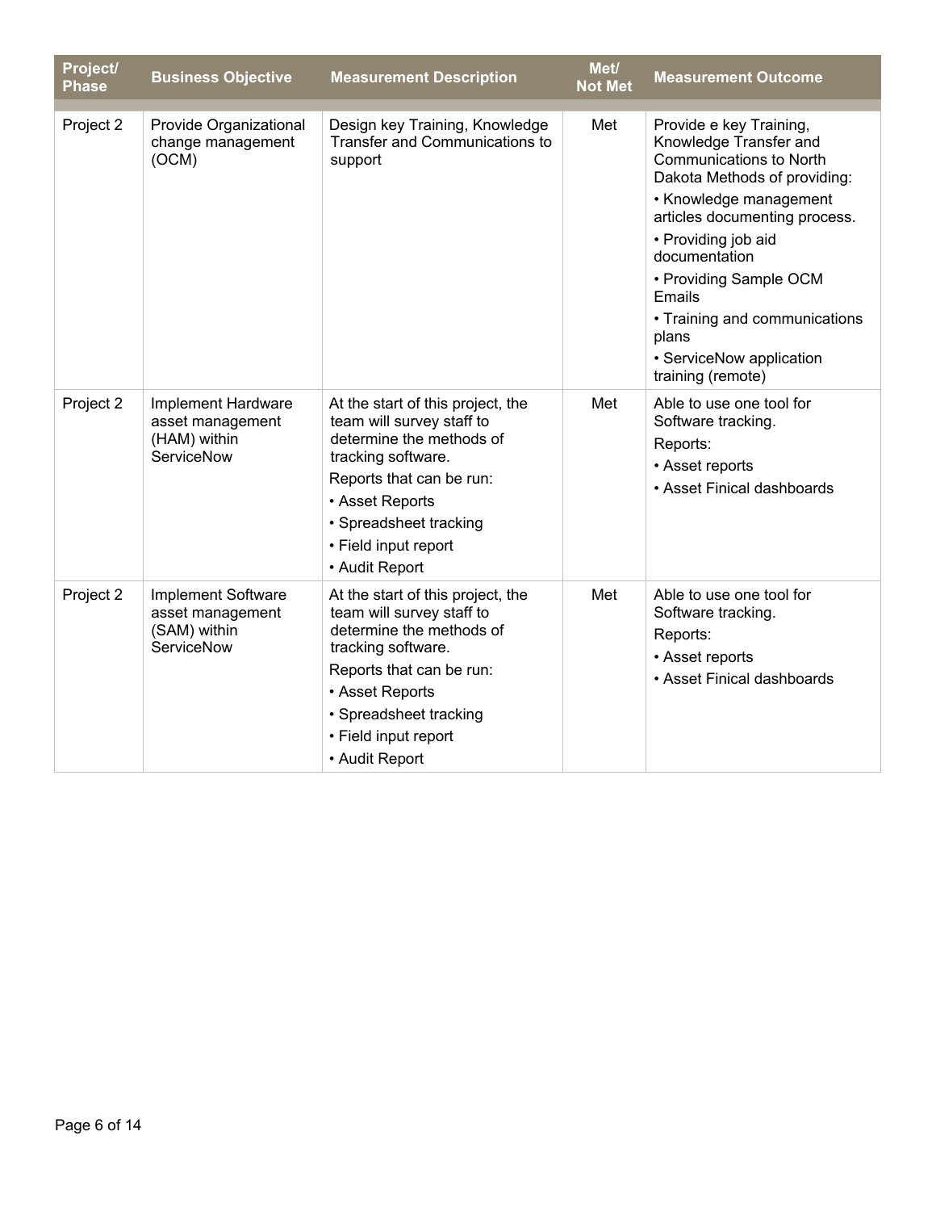| Project/ Phase | Business Objective | Measurement Description | Met/ Not Met | Measurement Outcome |
|---|---|---|---|---|
| Project 2 | Provide Organizational change management (OCM) | Design key Training, Knowledge Transfer and Communications to support | Met | Provide e key Training, Knowledge Transfer and Communications to North Dakota Methods of providing:<br>• Knowledge management articles documenting process.<br>• Providing job aid documentation<br>• Providing Sample OCM Emails<br>• Training and communications plans<br>• ServiceNow application training (remote) |
| Project 2 | Implement Hardware asset management (HAM) within ServiceNow | At the start of this project, the team will survey staff to determine the methods of tracking software.<br>Reports that can be run:<br>• Asset Reports<br>• Spreadsheet tracking<br>• Field input report<br>• Audit Report | Met | Able to use one tool for Software tracking.<br>Reports:<br>• Asset reports<br>• Asset Finical dashboards |
| Project 2 | Implement Software asset management (SAM) within ServiceNow | At the start of this project, the team will survey staff to determine the methods of tracking software.<br>Reports that can be run:<br>• Asset Reports<br>• Spreadsheet tracking<br>• Field input report<br>• Audit Report | Met | Able to use one tool for Software tracking.<br>Reports:<br>• Asset reports<br>• Asset Finical dashboards |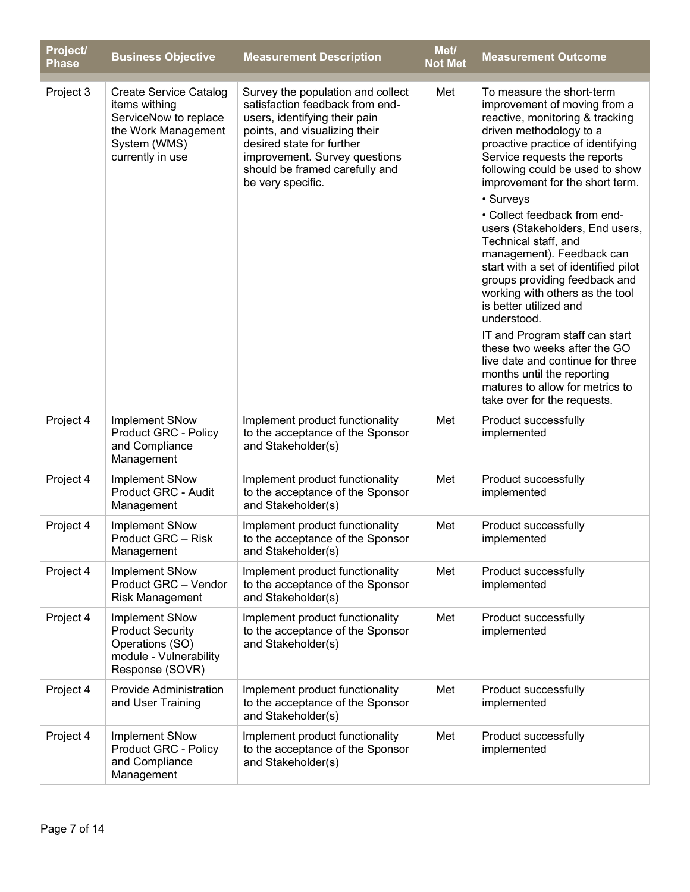| Project/ Phase | Business Objective | Measurement Description | Met/ Not Met | Measurement Outcome |
|---|---|---|---|---|
| Project 3 | Create Service Catalog items withing ServiceNow to replace the Work Management System (WMS) currently in use | Survey the population and collect satisfaction feedback from end-users, identifying their pain points, and visualizing their desired state for further improvement. Survey questions should be framed carefully and be very specific. | Met | To measure the short-term improvement of moving from a reactive, monitoring & tracking driven methodology to a proactive practice of identifying Service requests the reports following could be used to show improvement for the short term.<br>• Surveys<br>• Collect feedback from end-users (Stakeholders, End users, Technical staff, and management). Feedback can start with a set of identified pilot groups providing feedback and working with others as the tool is better utilized and understood.<br>IT and Program staff can start these two weeks after the GO live date and continue for three months until the reporting matures to allow for metrics to take over for the requests. |
| Project 4 | Implement SNow Product GRC - Policy and Compliance Management | Implement product functionality to the acceptance of the Sponsor and Stakeholder(s) | Met | Product successfully implemented |
| Project 4 | Implement SNow Product GRC - Audit Management | Implement product functionality to the acceptance of the Sponsor and Stakeholder(s) | Met | Product successfully implemented |
| Project 4 | Implement SNow Product GRC – Risk Management | Implement product functionality to the acceptance of the Sponsor and Stakeholder(s) | Met | Product successfully implemented |
| Project 4 | Implement SNow Product GRC – Vendor Risk Management | Implement product functionality to the acceptance of the Sponsor and Stakeholder(s) | Met | Product successfully implemented |
| Project 4 | Implement SNow Product Security Operations (SO) module - Vulnerability Response (SOVR) | Implement product functionality to the acceptance of the Sponsor and Stakeholder(s) | Met | Product successfully implemented |
| Project 4 | Provide Administration and User Training | Implement product functionality to the acceptance of the Sponsor and Stakeholder(s) | Met | Product successfully implemented |
| Project 4 | Implement SNow Product GRC - Policy and Compliance Management | Implement product functionality to the acceptance of the Sponsor and Stakeholder(s) | Met | Product successfully implemented |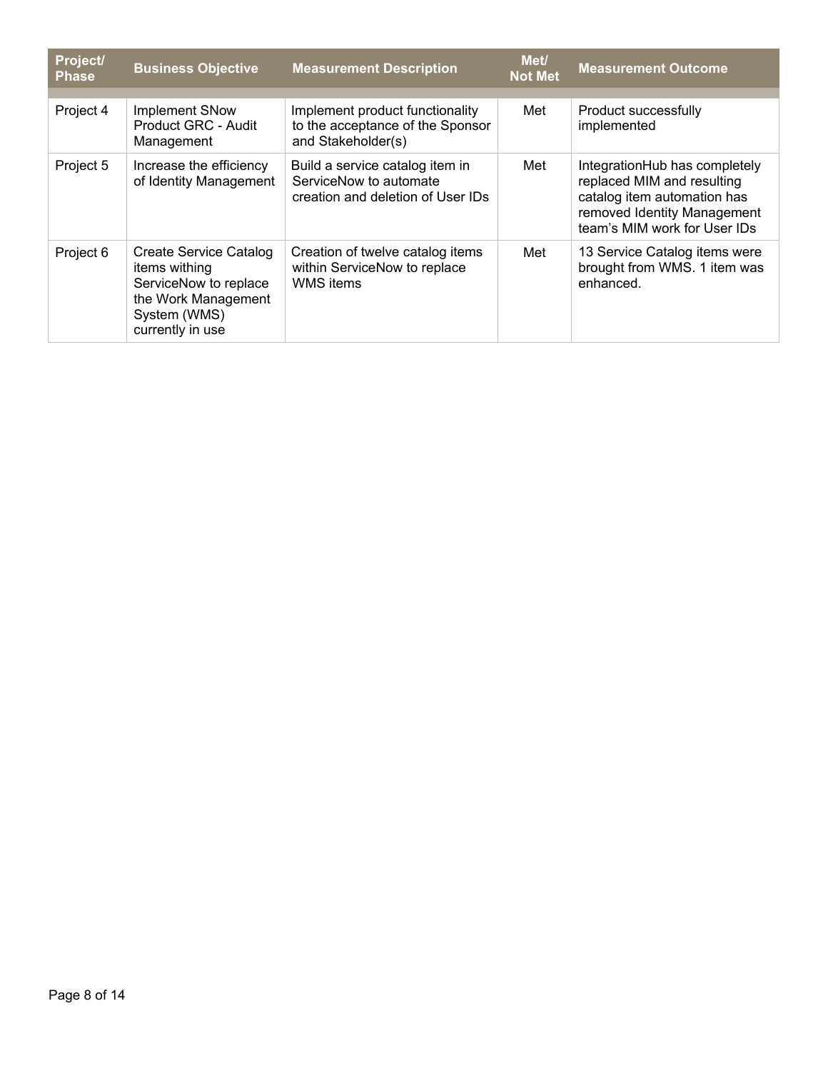| Project/ Phase | Business Objective | Measurement Description | Met/ Not Met | Measurement Outcome |
|---|---|---|---|---|
| Project 4 | Implement SNow Product GRC - Audit Management | Implement product functionality to the acceptance of the Sponsor and Stakeholder(s) | Met | Product successfully implemented |
| Project 5 | Increase the efficiency of Identity Management | Build a service catalog item in ServiceNow to automate creation and deletion of User IDs | Met | IntegrationHub has completely replaced MIM and resulting catalog item automation has removed Identity Management team's MIM work for User IDs |
| Project 6 | Create Service Catalog items withing ServiceNow to replace the Work Management System (WMS) currently in use | Creation of twelve catalog items within ServiceNow to replace WMS items | Met | 13 Service Catalog items were brought from WMS. 1 item was enhanced. |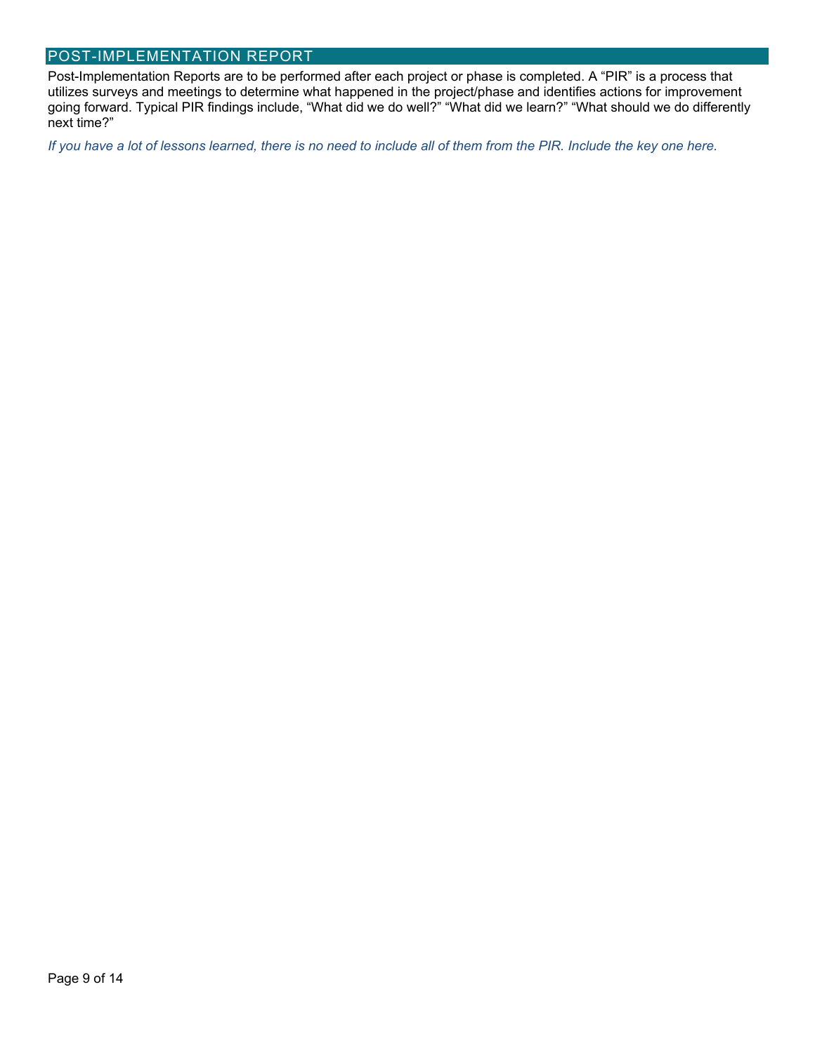## POST-IMPLEMENTATION REPORT

Post-Implementation Reports are to be performed after each project or phase is completed. A “PIR” is a process that utilizes surveys and meetings to determine what happened in the project/phase and identifies actions for improvement going forward. Typical PIR findings include, “What did we do well?” “What did we learn?” “What should we do differently next time?”

*If you have a lot of lessons learned, there is no need to include all of them from the PIR. Include the key one here.*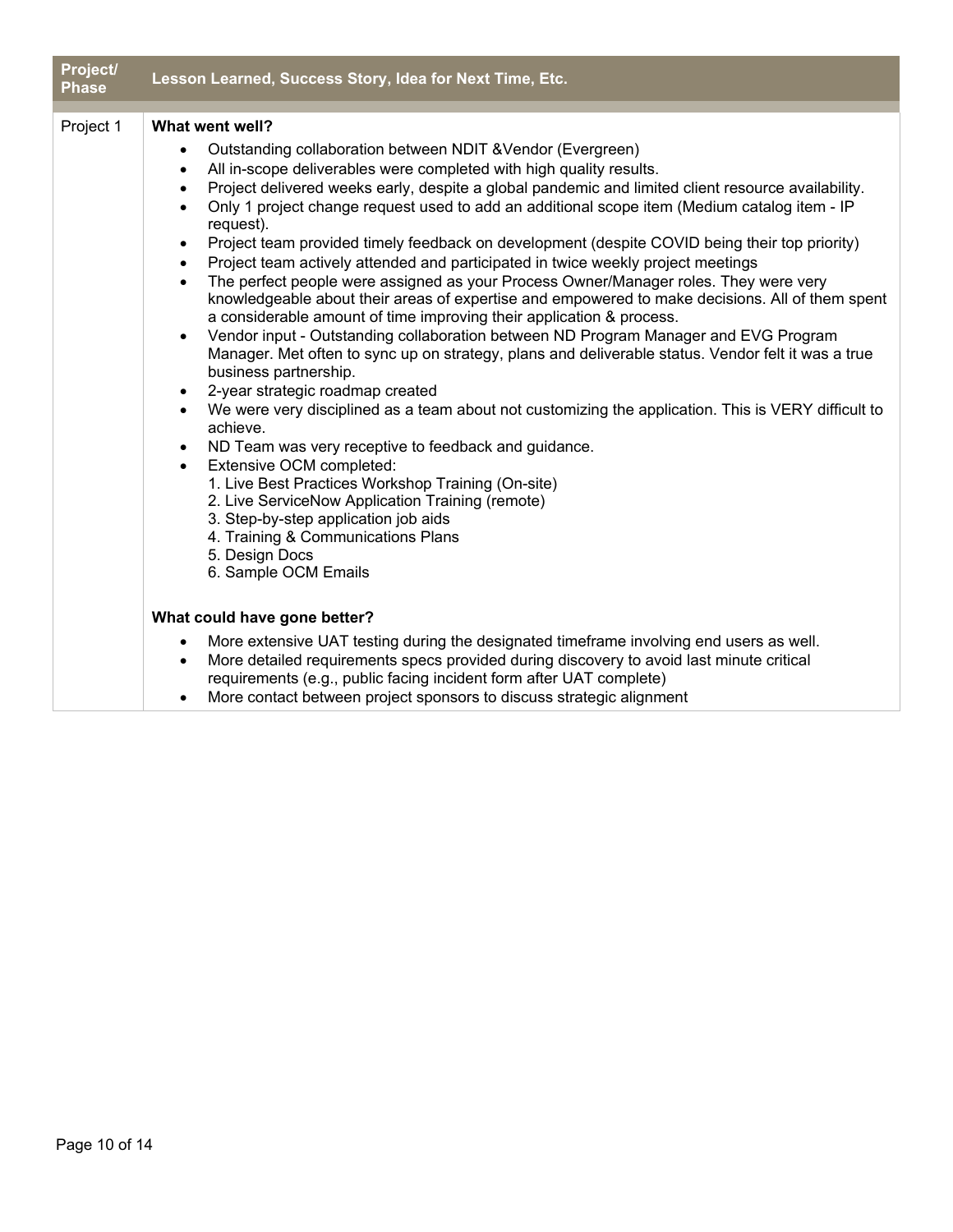| Project/ Phase | Lesson Learned, Success Story, Idea for Next Time, Etc. |
| --- | --- |
| Project 1 | **What went well?**<br><ul><li>Outstanding collaboration between NDIT &Vendor (Evergreen)</li><li>All in-scope deliverables were completed with high quality results.</li><li>Project delivered weeks early, despite a global pandemic and limited client resource availability.</li><li>Only 1 project change request used to add an additional scope item (Medium catalog item - IP request).</li><li>Project team provided timely feedback on development (despite COVID being their top priority)</li><li>Project team actively attended and participated in twice weekly project meetings</li><li>The perfect people were assigned as your Process Owner/Manager roles. They were very knowledgeable about their areas of expertise and empowered to make decisions. All of them spent a considerable amount of time improving their application & process.</li><li>Vendor input - Outstanding collaboration between ND Program Manager and EVG Program Manager. Met often to sync up on strategy, plans and deliverable status. Vendor felt it was a true business partnership.</li><li>2-year strategic roadmap created</li><li>We were very disciplined as a team about not customizing the application. This is VERY difficult to achieve.</li><li>ND Team was very receptive to feedback and guidance.</li><li>Extensive OCM completed:<br>1. Live Best Practices Workshop Training (On-site)<br>2. Live ServiceNow Application Training (remote)<br>3. Step-by-step application job aids<br>4. Training & Communications Plans<br>5. Design Docs<br>6. Sample OCM Emails</li></ul>**What could have gone better?**<br><ul><li>More extensive UAT testing during the designated timeframe involving end users as well.</li><li>More detailed requirements specs provided during discovery to avoid last minute critical requirements (e.g., public facing incident form after UAT complete)</li><li>More contact between project sponsors to discuss strategic alignment</li></ul> |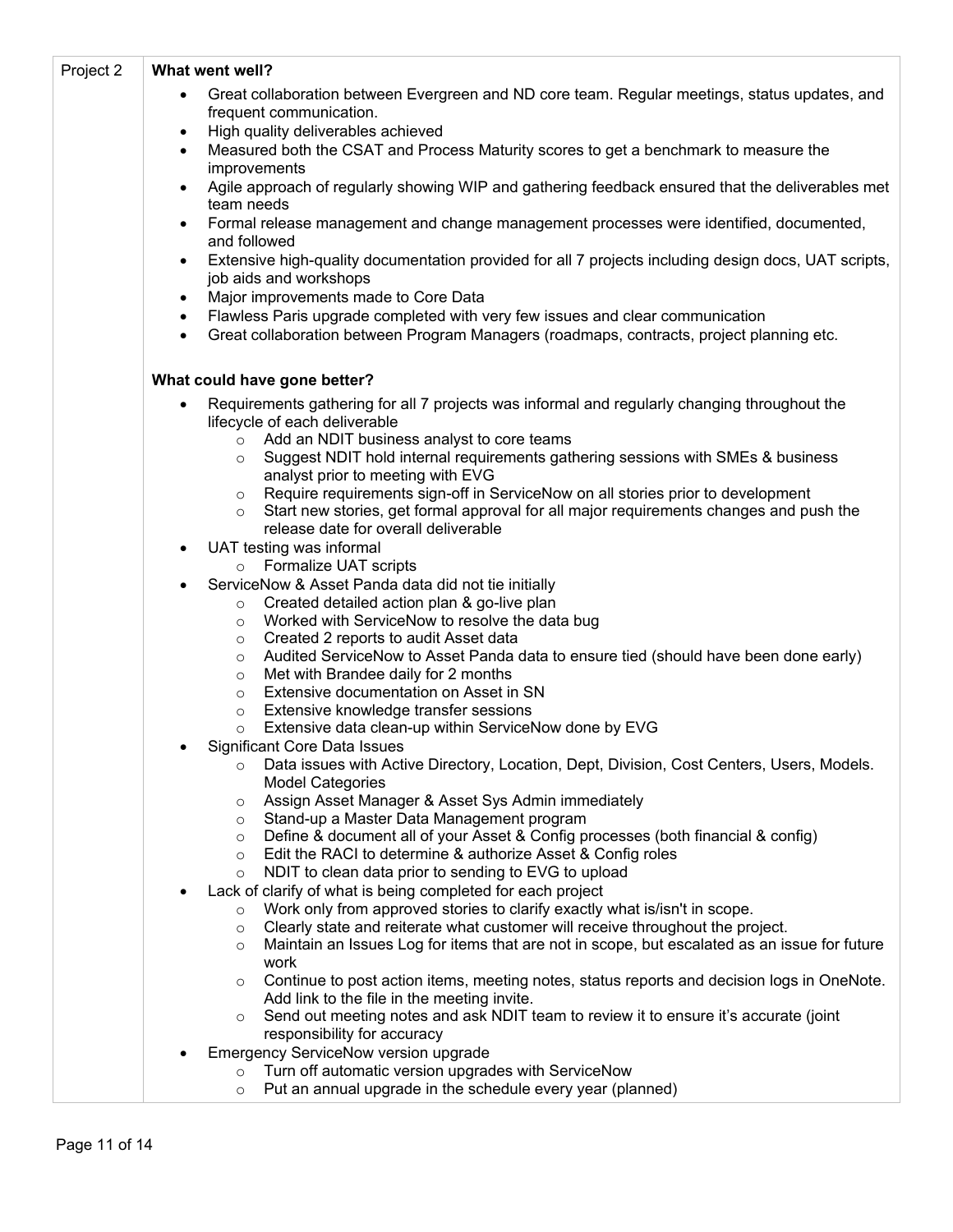| Project 2 | **What went well?** |
|---|---|

**Project 2**

**What went well?**

- Great collaboration between Evergreen and ND core team. Regular meetings, status updates, and frequent communication.
- High quality deliverables achieved
- Measured both the CSAT and Process Maturity scores to get a benchmark to measure the improvements
- Agile approach of regularly showing WIP and gathering feedback ensured that the deliverables met team needs
- Formal release management and change management processes were identified, documented, and followed
- Extensive high-quality documentation provided for all 7 projects including design docs, UAT scripts, job aids and workshops
- Major improvements made to Core Data
- Flawless Paris upgrade completed with very few issues and clear communication
- Great collaboration between Program Managers (roadmaps, contracts, project planning etc.

**What could have gone better?**

- Requirements gathering for all 7 projects was informal and regularly changing throughout the lifecycle of each deliverable
  - Add an NDIT business analyst to core teams
  - Suggest NDIT hold internal requirements gathering sessions with SMEs & business analyst prior to meeting with EVG
  - Require requirements sign-off in ServiceNow on all stories prior to development
  - Start new stories, get formal approval for all major requirements changes and push the release date for overall deliverable
- UAT testing was informal
  - Formalize UAT scripts
- ServiceNow & Asset Panda data did not tie initially
  - Created detailed action plan & go-live plan
  - Worked with ServiceNow to resolve the data bug
  - Created 2 reports to audit Asset data
  - Audited ServiceNow to Asset Panda data to ensure tied (should have been done early)
  - Met with Brandee daily for 2 months
  - Extensive documentation on Asset in SN
  - Extensive knowledge transfer sessions
  - Extensive data clean-up within ServiceNow done by EVG
- Significant Core Data Issues
  - Data issues with Active Directory, Location, Dept, Division, Cost Centers, Users, Models. Model Categories
  - Assign Asset Manager & Asset Sys Admin immediately
  - Stand-up a Master Data Management program
  - Define & document all of your Asset & Config processes (both financial & config)
  - Edit the RACI to determine & authorize Asset & Config roles
  - NDIT to clean data prior to sending to EVG to upload
- Lack of clarify of what is being completed for each project
  - Work only from approved stories to clarify exactly what is/isn't in scope.
  - Clearly state and reiterate what customer will receive throughout the project.
  - Maintain an Issues Log for items that are not in scope, but escalated as an issue for future work
  - Continue to post action items, meeting notes, status reports and decision logs in OneNote. Add link to the file in the meeting invite.
  - Send out meeting notes and ask NDIT team to review it to ensure it's accurate (joint responsibility for accuracy
- Emergency ServiceNow version upgrade
  - Turn off automatic version upgrades with ServiceNow
  - Put an annual upgrade in the schedule every year (planned)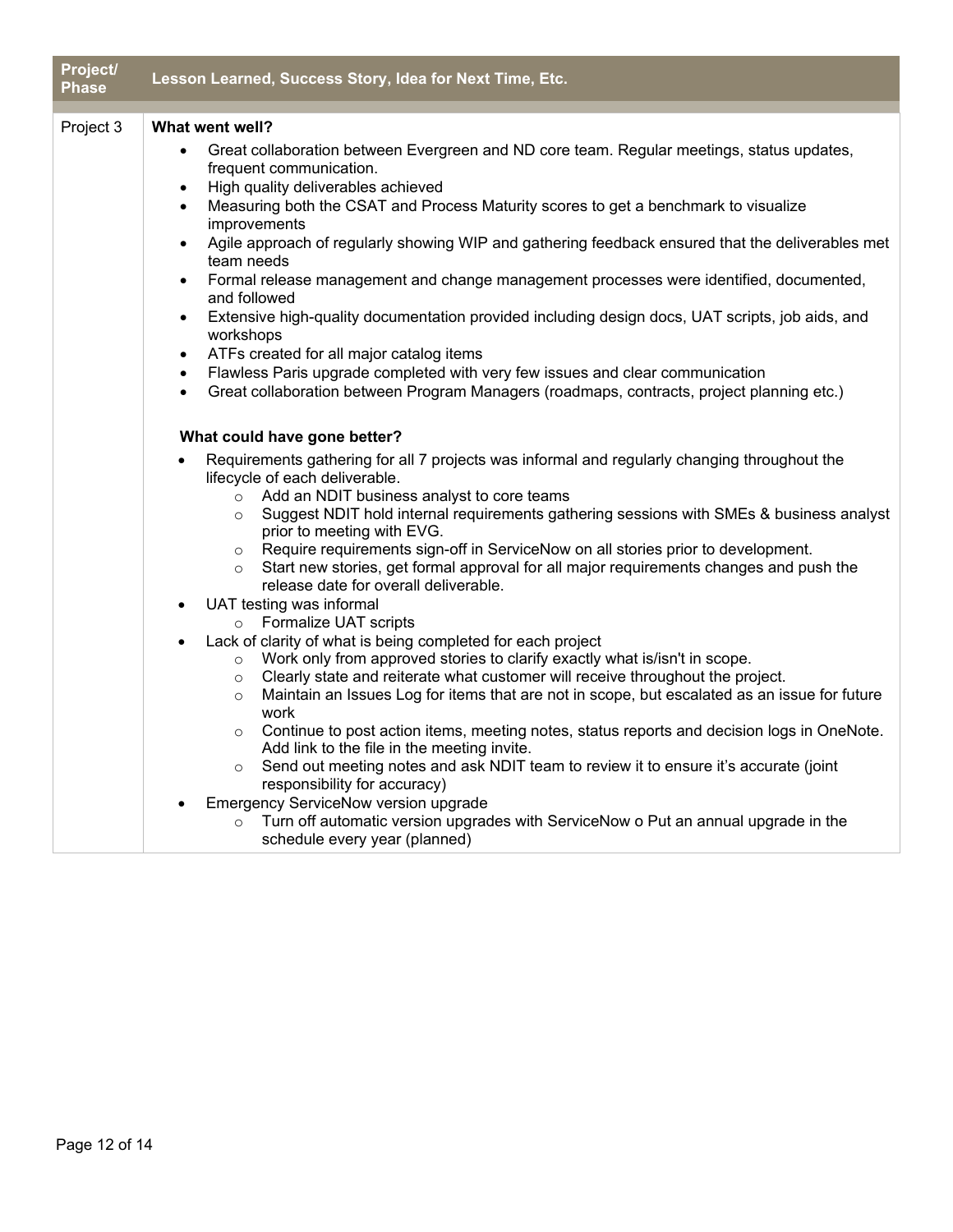| Project/ Phase | Lesson Learned, Success Story, Idea for Next Time, Etc. |
|---|---|
| Project 3 | **What went well?**<br><br>• Great collaboration between Evergreen and ND core team. Regular meetings, status updates, frequent communication.<br>• High quality deliverables achieved<br>• Measuring both the CSAT and Process Maturity scores to get a benchmark to visualize improvements<br>• Agile approach of regularly showing WIP and gathering feedback ensured that the deliverables met team needs<br>• Formal release management and change management processes were identified, documented, and followed<br>• Extensive high-quality documentation provided including design docs, UAT scripts, job aids, and workshops<br>• ATFs created for all major catalog items<br>• Flawless Paris upgrade completed with very few issues and clear communication<br>• Great collaboration between Program Managers (roadmaps, contracts, project planning etc.)<br><br>**What could have gone better?**<br><br>• Requirements gathering for all 7 projects was informal and regularly changing throughout the lifecycle of each deliverable.<br>&nbsp;&nbsp;&nbsp;&nbsp;○ Add an NDIT business analyst to core teams<br>&nbsp;&nbsp;&nbsp;&nbsp;○ Suggest NDIT hold internal requirements gathering sessions with SMEs & business analyst prior to meeting with EVG.<br>&nbsp;&nbsp;&nbsp;&nbsp;○ Require requirements sign-off in ServiceNow on all stories prior to development.<br>&nbsp;&nbsp;&nbsp;&nbsp;○ Start new stories, get formal approval for all major requirements changes and push the release date for overall deliverable.<br>• UAT testing was informal<br>&nbsp;&nbsp;&nbsp;&nbsp;○ Formalize UAT scripts<br>• Lack of clarity of what is being completed for each project<br>&nbsp;&nbsp;&nbsp;&nbsp;○ Work only from approved stories to clarify exactly what is/isn't in scope.<br>&nbsp;&nbsp;&nbsp;&nbsp;○ Clearly state and reiterate what customer will receive throughout the project.<br>&nbsp;&nbsp;&nbsp;&nbsp;○ Maintain an Issues Log for items that are not in scope, but escalated as an issue for future work<br>&nbsp;&nbsp;&nbsp;&nbsp;○ Continue to post action items, meeting notes, status reports and decision logs in OneNote. Add link to the file in the meeting invite.<br>&nbsp;&nbsp;&nbsp;&nbsp;○ Send out meeting notes and ask NDIT team to review it to ensure it's accurate (joint responsibility for accuracy)<br>• Emergency ServiceNow version upgrade<br>&nbsp;&nbsp;&nbsp;&nbsp;○ Turn off automatic version upgrades with ServiceNow o Put an annual upgrade in the schedule every year (planned) |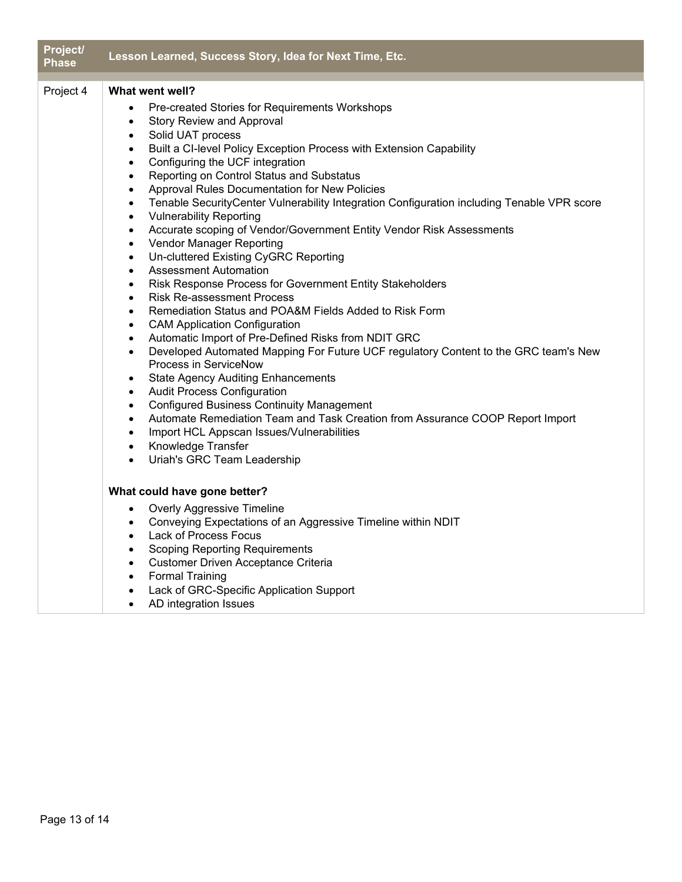| Project/ Phase | Lesson Learned, Success Story, Idea for Next Time, Etc. |
| --- | --- |
| Project 4 | **What went well?**<br>• Pre-created Stories for Requirements Workshops<br>• Story Review and Approval<br>• Solid UAT process<br>• Built a CI-level Policy Exception Process with Extension Capability<br>• Configuring the UCF integration<br>• Reporting on Control Status and Substatus<br>• Approval Rules Documentation for New Policies<br>• Tenable SecurityCenter Vulnerability Integration Configuration including Tenable VPR score<br>• Vulnerability Reporting<br>• Accurate scoping of Vendor/Government Entity Vendor Risk Assessments<br>• Vendor Manager Reporting<br>• Un-cluttered Existing CyGRC Reporting<br>• Assessment Automation<br>• Risk Response Process for Government Entity Stakeholders<br>• Risk Re-assessment Process<br>• Remediation Status and POA&M Fields Added to Risk Form<br>• CAM Application Configuration<br>• Automatic Import of Pre-Defined Risks from NDIT GRC<br>• Developed Automated Mapping For Future UCF regulatory Content to the GRC team's New Process in ServiceNow<br>• State Agency Auditing Enhancements<br>• Audit Process Configuration<br>• Configured Business Continuity Management<br>• Automate Remediation Team and Task Creation from Assurance COOP Report Import<br>• Import HCL Appscan Issues/Vulnerabilities<br>• Knowledge Transfer<br>• Uriah's GRC Team Leadership<br><br>**What could have gone better?**<br>• Overly Aggressive Timeline<br>• Conveying Expectations of an Aggressive Timeline within NDIT<br>• Lack of Process Focus<br>• Scoping Reporting Requirements<br>• Customer Driven Acceptance Criteria<br>• Formal Training<br>• Lack of GRC-Specific Application Support<br>• AD integration Issues |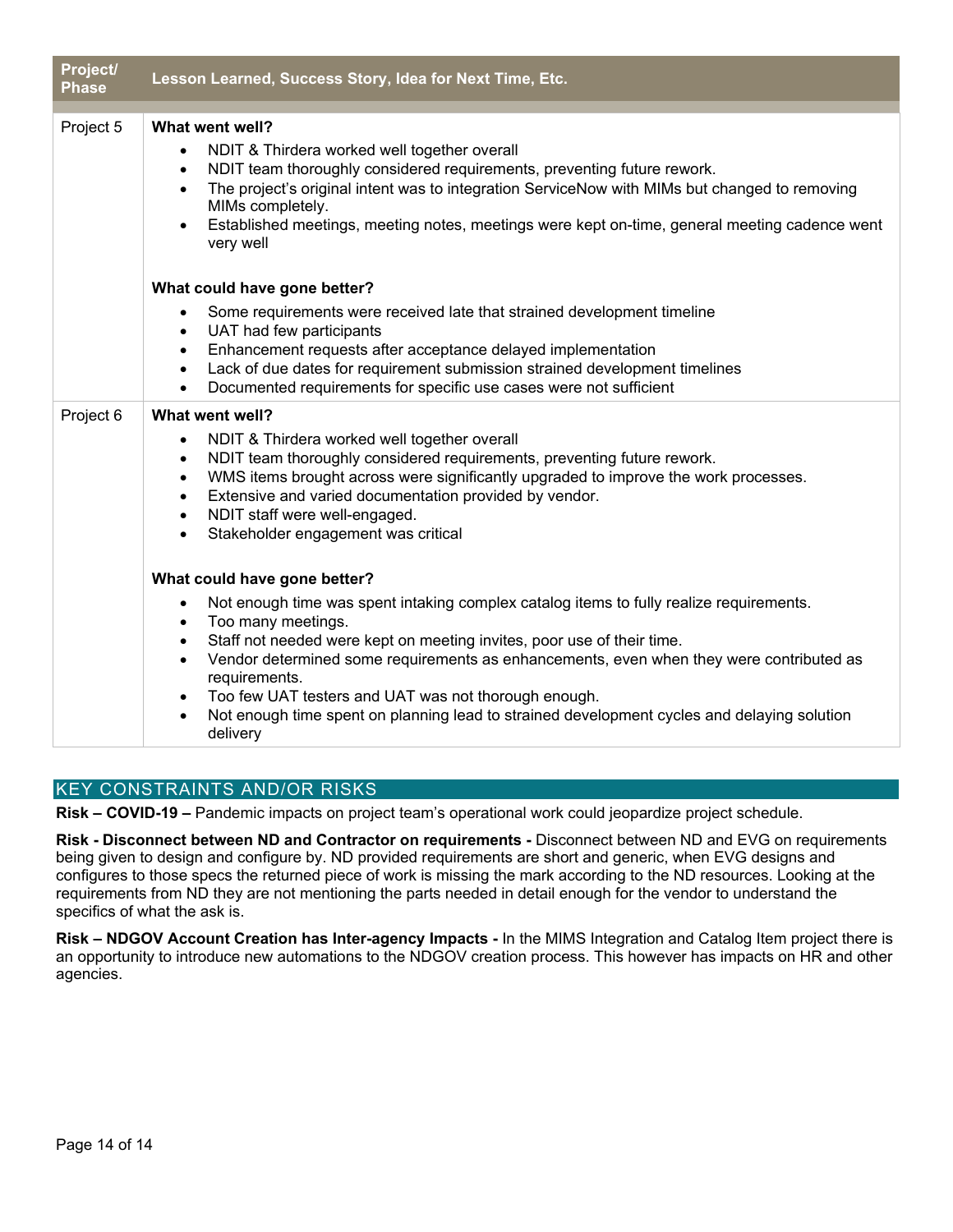| Project/ Phase | Lesson Learned, Success Story, Idea for Next Time, Etc. |
|---|---|
| Project 5 | **What went well?**<br>• NDIT & Thirdera worked well together overall<br>• NDIT team thoroughly considered requirements, preventing future rework.<br>• The project's original intent was to integration ServiceNow with MIMs but changed to removing MIMs completely.<br>• Established meetings, meeting notes, meetings were kept on-time, general meeting cadence went very well<br><br>**What could have gone better?**<br>• Some requirements were received late that strained development timeline<br>• UAT had few participants<br>• Enhancement requests after acceptance delayed implementation<br>• Lack of due dates for requirement submission strained development timelines<br>• Documented requirements for specific use cases were not sufficient |
| Project 6 | **What went well?**<br>• NDIT & Thirdera worked well together overall<br>• NDIT team thoroughly considered requirements, preventing future rework.<br>• WMS items brought across were significantly upgraded to improve the work processes.<br>• Extensive and varied documentation provided by vendor.<br>• NDIT staff were well-engaged.<br>• Stakeholder engagement was critical<br><br>**What could have gone better?**<br>• Not enough time was spent intaking complex catalog items to fully realize requirements.<br>• Too many meetings.<br>• Staff not needed were kept on meeting invites, poor use of their time.<br>• Vendor determined some requirements as enhancements, even when they were contributed as requirements.<br>• Too few UAT testers and UAT was not thorough enough.<br>• Not enough time spent on planning lead to strained development cycles and delaying solution delivery |

## KEY CONSTRAINTS AND/OR RISKS

**Risk – COVID-19 –** Pandemic impacts on project team's operational work could jeopardize project schedule.

**Risk - Disconnect between ND and Contractor on requirements -** Disconnect between ND and EVG on requirements being given to design and configure by. ND provided requirements are short and generic, when EVG designs and configures to those specs the returned piece of work is missing the mark according to the ND resources. Looking at the requirements from ND they are not mentioning the parts needed in detail enough for the vendor to understand the specifics of what the ask is.

**Risk – NDGOV Account Creation has Inter-agency Impacts -** In the MIMS Integration and Catalog Item project there is an opportunity to introduce new automations to the NDGOV creation process. This however has impacts on HR and other agencies.